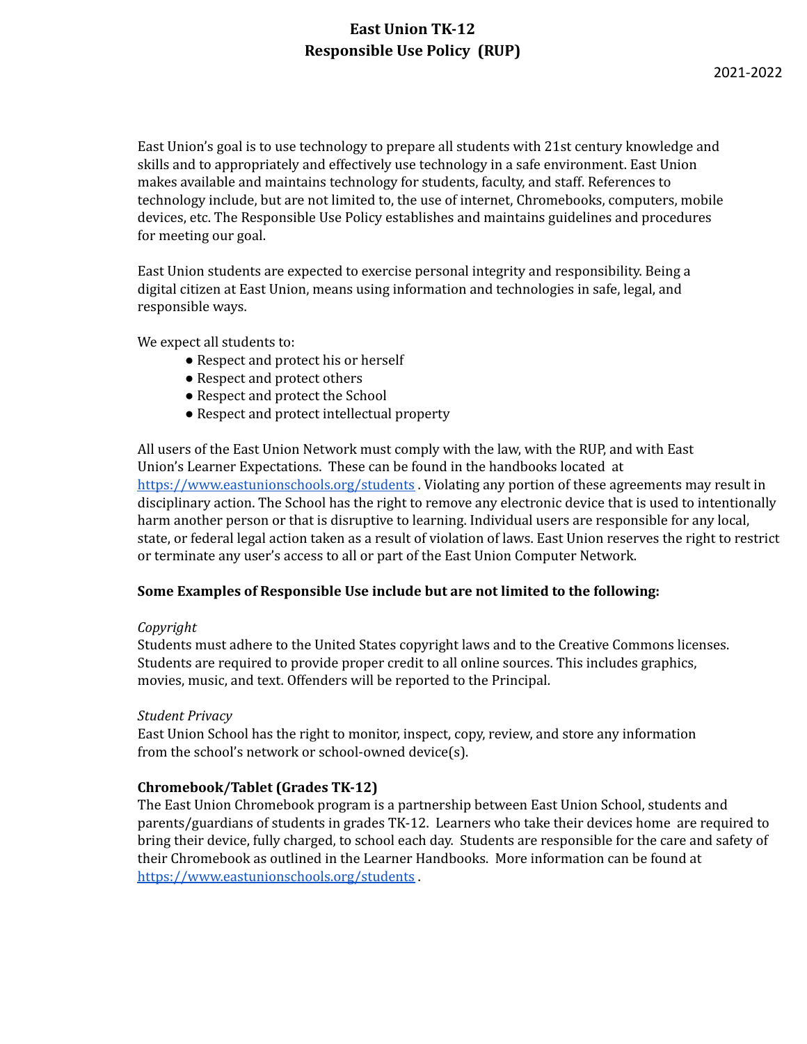# East Union TK-12
# Responsible Use Policy (RUP)

2021-2022

East Union's goal is to use technology to prepare all students with 21st century knowledge and skills and to appropriately and effectively use technology in a safe environment. East Union makes available and maintains technology for students, faculty, and staff. References to technology include, but are not limited to, the use of internet, Chromebooks, computers, mobile devices, etc. The Responsible Use Policy establishes and maintains guidelines and procedures for meeting our goal.

East Union students are expected to exercise personal integrity and responsibility. Being a digital citizen at East Union, means using information and technologies in safe, legal, and responsible ways.

We expect all students to:

- Respect and protect his or herself
- Respect and protect others
- Respect and protect the School
- Respect and protect intellectual property

All users of the East Union Network must comply with the law, with the RUP, and with East Union's Learner Expectations. These can be found in the handbooks located at [https://www.eastunionschools.org/students](https://www.eastunionschools.org/students) . Violating any portion of these agreements may result in disciplinary action. The School has the right to remove any electronic device that is used to intentionally harm another person or that is disruptive to learning. Individual users are responsible for any local, state, or federal legal action taken as a result of violation of laws. East Union reserves the right to restrict or terminate any user's access to all or part of the East Union Computer Network.

**Some Examples of Responsible Use include but are not limited to the following:**

*Copyright*

Students must adhere to the United States copyright laws and to the Creative Commons licenses. Students are required to provide proper credit to all online sources. This includes graphics, movies, music, and text. Offenders will be reported to the Principal.

*Student Privacy*

East Union School has the right to monitor, inspect, copy, review, and store any information from the school's network or school-owned device(s).

**Chromebook/Tablet (Grades TK-12)**

The East Union Chromebook program is a partnership between East Union School, students and parents/guardians of students in grades TK-12. Learners who take their devices home are required to bring their device, fully charged, to school each day. Students are responsible for the care and safety of their Chromebook as outlined in the Learner Handbooks. More information can be found at [https://www.eastunionschools.org/students](https://www.eastunionschools.org/students) .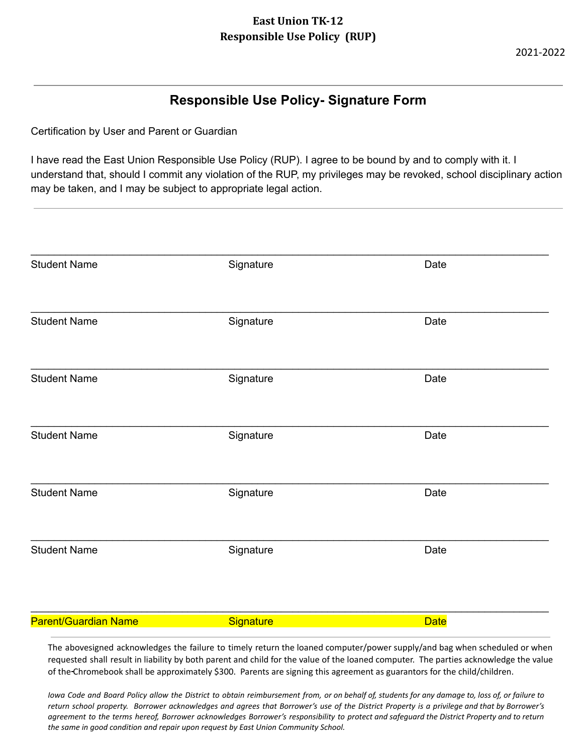**East Union TK-12**
**Responsible Use Policy (RUP)**

2021-2022

---

## Responsible Use Policy- Signature Form

Certification by User and Parent or Guardian

I have read the East Union Responsible Use Policy (RUP). I agree to be bound by and to comply with it. I understand that, should I commit any violation of the RUP, my privileges may be revoked, school disciplinary action may be taken, and I may be subject to appropriate legal action.

---

| Student Name | Signature | Date |
|---|---|---|
| | | |

| Student Name | Signature | Date |
|---|---|---|
| | | |

| Student Name | Signature | Date |
|---|---|---|
| | | |

| Student Name | Signature | Date |
|---|---|---|
| | | |

| Student Name | Signature | Date |
|---|---|---|
| | | |

| Student Name | Signature | Date |
|---|---|---|
| | | |

| Parent/Guardian Name | Signature | Date |
|---|---|---|
| | | |

The abovesigned acknowledges the failure to timely return the loaned computer/power supply/and bag when scheduled or when requested shall result in liability by both parent and child for the value of the loaned computer. The parties acknowledge the value of the Chromebook shall be approximately $300. Parents are signing this agreement as guarantors for the child/children.

*Iowa Code and Board Policy allow the District to obtain reimbursement from, or on behalf of, students for any damage to, loss of, or failure to return school property. Borrower acknowledges and agrees that Borrower's use of the District Property is a privilege and that by Borrower's agreement to the terms hereof, Borrower acknowledges Borrower's responsibility to protect and safeguard the District Property and to return the same in good condition and repair upon request by East Union Community School.*